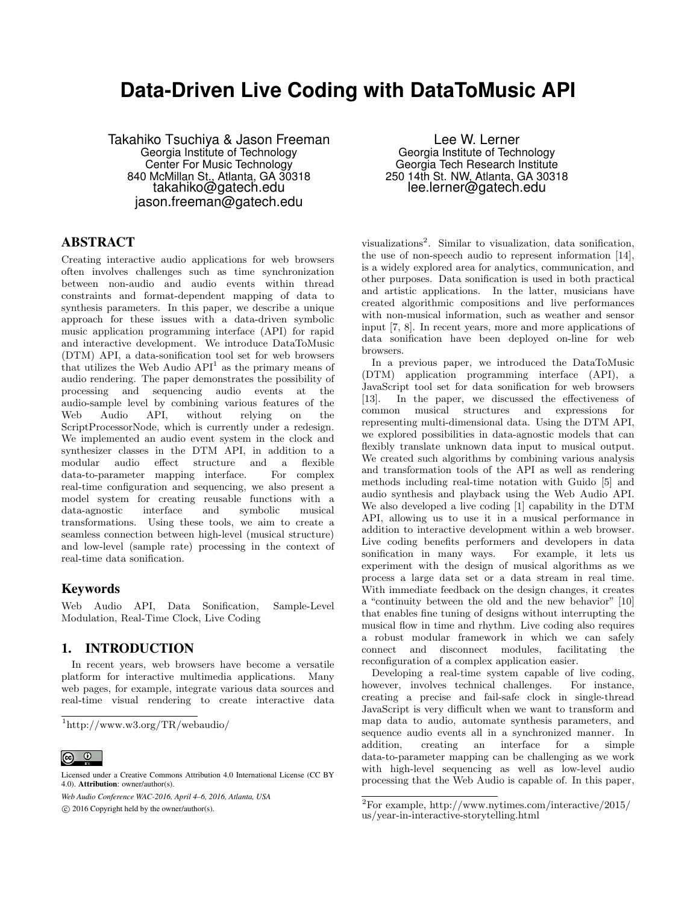# Data-Driven Live Coding with DataToMusic API

Takahiko Tsuchiya & Jason Freeman
Georgia Institute of Technology
Center For Music Technology
840 McMillan St., Atlanta, GA 30318
takahiko@gatech.edu
jason.freeman@gatech.edu

Lee W. Lerner
Georgia Institute of Technology
Georgia Tech Research Institute
250 14th St. NW, Atlanta, GA 30318
lee.lerner@gatech.edu

## ABSTRACT

Creating interactive audio applications for web browsers often involves challenges such as time synchronization between non-audio and audio events within thread constraints and format-dependent mapping of data to synthesis parameters. In this paper, we describe a unique approach for these issues with a data-driven symbolic music application programming interface (API) for rapid and interactive development. We introduce DataToMusic (DTM) API, a data-sonification tool set for web browsers that utilizes the Web Audio API[1] as the primary means of audio rendering. The paper demonstrates the possibility of processing and sequencing audio events at the audio-sample level by combining various features of the Web Audio API, without relying on the ScriptProcessorNode, which is currently under a redesign. We implemented an audio event system in the clock and synthesizer classes in the DTM API, in addition to a modular audio effect structure and a flexible data-to-parameter mapping interface. For complex real-time configuration and sequencing, we also present a model system for creating reusable functions with a data-agnostic interface and symbolic musical transformations. Using these tools, we aim to create a seamless connection between high-level (musical structure) and low-level (sample rate) processing in the context of real-time data sonification.

## Keywords

Web Audio API, Data Sonification, Sample-Level Modulation, Real-Time Clock, Live Coding

## 1. INTRODUCTION

In recent years, web browsers have become a versatile platform for interactive multimedia applications. Many web pages, for example, integrate various data sources and real-time visual rendering to create interactive data visualizations[2]. Similar to visualization, data sonification, the use of non-speech audio to represent information [14], is a widely explored area for analytics, communication, and other purposes. Data sonification is used in both practical and artistic applications. In the latter, musicians have created algorithmic compositions and live performances with non-musical information, such as weather and sensor input [7, 8]. In recent years, more and more applications of data sonification have been deployed on-line for web browsers.

In a previous paper, we introduced the DataToMusic (DTM) application programming interface (API), a JavaScript tool set for data sonification for web browsers [13]. In the paper, we discussed the effectiveness of common musical structures and expressions for representing multi-dimensional data. Using the DTM API, we explored possibilities in data-agnostic models that can flexibly translate unknown data input to musical output. We created such algorithms by combining various analysis and transformation tools of the API as well as rendering methods including real-time notation with Guido [5] and audio synthesis and playback using the Web Audio API. We also developed a live coding [1] capability in the DTM API, allowing us to use it in a musical performance in addition to interactive development within a web browser. Live coding benefits performers and developers in data sonification in many ways. For example, it lets us experiment with the design of musical algorithms as we process a large data set or a data stream in real time. With immediate feedback on the design changes, it creates a "continuity between the old and the new behavior" [10] that enables fine tuning of designs without interrupting the musical flow in time and rhythm. Live coding also requires a robust modular framework in which we can safely connect and disconnect modules, facilitating the reconfiguration of a complex application easier.

Developing a real-time system capable of live coding, however, involves technical challenges. For instance, creating a precise and fail-safe clock in single-thread JavaScript is very difficult when we want to transform and map data to audio, automate synthesis parameters, and sequence audio events all in a synchronized manner. In addition, creating an interface for a simple data-to-parameter mapping can be challenging as we work with high-level sequencing as well as low-level audio processing that the Web Audio is capable of. In this paper,

---

[1] http://www.w3.org/TR/webaudio/

[2] For example, http://www.nytimes.com/interactive/2015/us/year-in-interactive-storytelling.html

Licensed under a Creative Commons Attribution 4.0 International License (CC BY 4.0). **Attribution**: owner/author(s).

*Web Audio Conference WAC-2016, April 4–6, 2016, Atlanta, USA*

© 2016 Copyright held by the owner/author(s).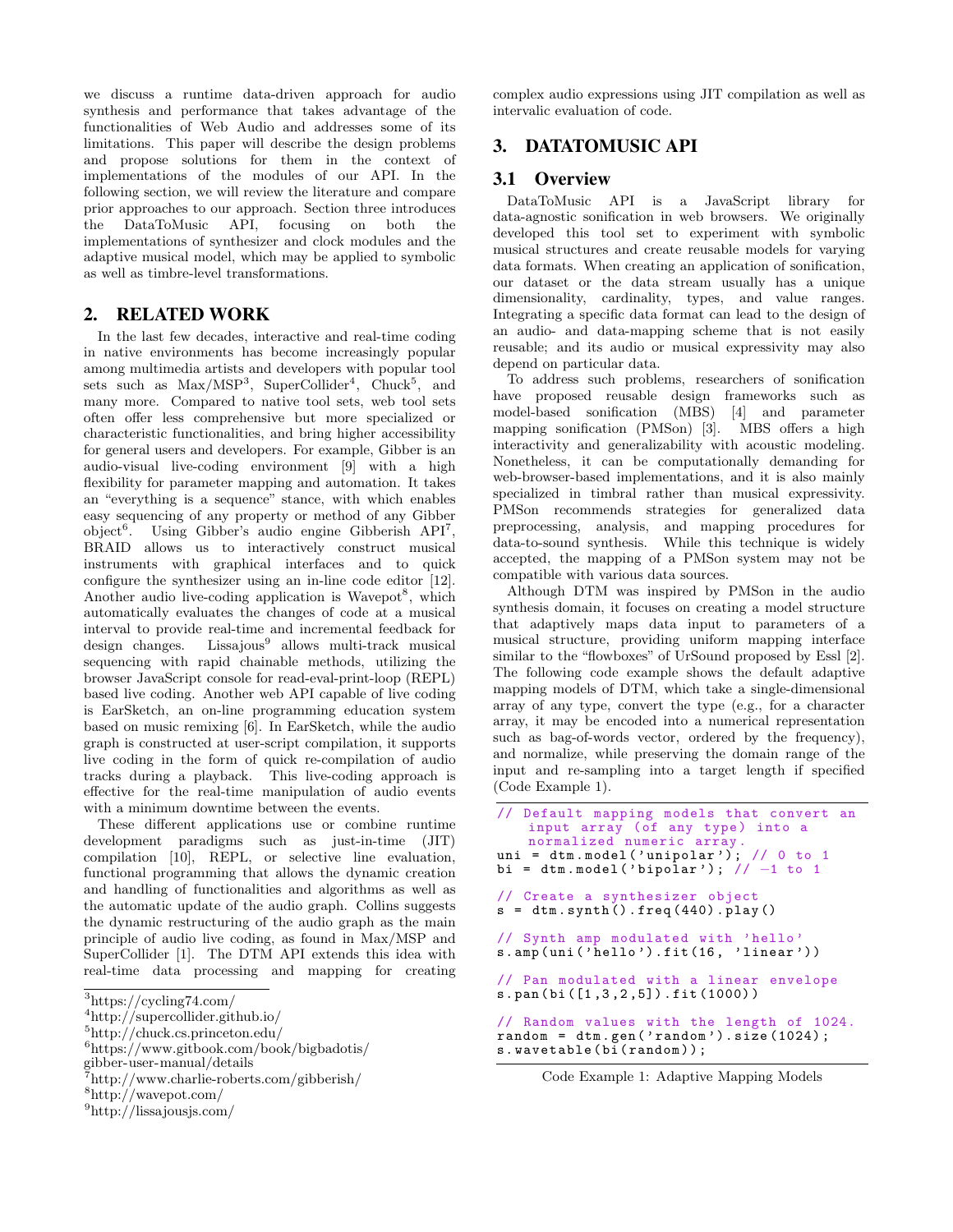we discuss a runtime data-driven approach for audio synthesis and performance that takes advantage of the functionalities of Web Audio and addresses some of its limitations. This paper will describe the design problems and propose solutions for them in the context of implementations of the modules of our API. In the following section, we will review the literature and compare prior approaches to our approach. Section three introduces the DataToMusic API, focusing on both the implementations of synthesizer and clock modules and the adaptive musical model, which may be applied to symbolic as well as timbre-level transformations.

## 2. RELATED WORK

In the last few decades, interactive and real-time coding in native environments has become increasingly popular among multimedia artists and developers with popular tool sets such as Max/MSP[3], SuperCollider[4], Chuck[5], and many more. Compared to native tool sets, web tool sets often offer less comprehensive but more specialized or characteristic functionalities, and bring higher accessibility for general users and developers. For example, Gibber is an audio-visual live-coding environment [9] with a high flexibility for parameter mapping and automation. It takes an "everything is a sequence" stance, with which enables easy sequencing of any property or method of any Gibber object[6]. Using Gibber's audio engine Gibberish API[7], BRAID allows us to interactively construct musical instruments with graphical interfaces and to quick configure the synthesizer using an in-line code editor [12]. Another audio live-coding application is Wavepot[8], which automatically evaluates the changes of code at a musical interval to provide real-time and incremental feedback for design changes. Lissajous[9] allows multi-track musical sequencing with rapid chainable methods, utilizing the browser JavaScript console for read-eval-print-loop (REPL) based live coding. Another web API capable of live coding is EarSketch, an on-line programming education system based on music remixing [6]. In EarSketch, while the audio graph is constructed at user-script compilation, it supports live coding in the form of quick re-compilation of audio tracks during a playback. This live-coding approach is effective for the real-time manipulation of audio events with a minimum downtime between the events.

These different applications use or combine runtime development paradigms such as just-in-time (JIT) compilation [10], REPL, or selective line evaluation, functional programming that allows the dynamic creation and handling of functionalities and algorithms as well as the automatic update of the audio graph. Collins suggests the dynamic restructuring of the audio graph as the main principle of audio live coding, as found in Max/MSP and SuperCollider [1]. The DTM API extends this idea with real-time data processing and mapping for creating complex audio expressions using JIT compilation as well as intervalic evaluation of code.

[3]https://cycling74.com/
[4]http://supercollider.github.io/
[5]http://chuck.cs.princeton.edu/
[6]https://www.gitbook.com/book/bigbadotis/gibber-user-manual/details
[7]http://www.charlie-roberts.com/gibberish/
[8]http://wavepot.com/
[9]http://lissajousjs.com/

## 3. DATATOMUSIC API

### 3.1 Overview

DataToMusic API is a JavaScript library for data-agnostic sonification in web browsers. We originally developed this tool set to experiment with symbolic musical structures and create reusable models for varying data formats. When creating an application of sonification, our dataset or the data stream usually has a unique dimensionality, cardinality, types, and value ranges. Integrating a specific data format can lead to the design of an audio- and data-mapping scheme that is not easily reusable; and its audio or musical expressivity may also depend on particular data.

To address such problems, researchers of sonification have proposed reusable design frameworks such as model-based sonification (MBS) [4] and parameter mapping sonification (PMSon) [3]. MBS offers a high interactivity and generalizability with acoustic modeling. Nonetheless, it can be computationally demanding for web-browser-based implementations, and it is also mainly specialized in timbral rather than musical expressivity. PMSon recommends strategies for generalized data preprocessing, analysis, and mapping procedures for data-to-sound synthesis. While this technique is widely accepted, the mapping of a PMSon system may not be compatible with various data sources.

Although DTM was inspired by PMSon in the audio synthesis domain, it focuses on creating a model structure that adaptively maps data input to parameters of a musical structure, providing uniform mapping interface similar to the "flowboxes" of UrSound proposed by Essl [2]. The following code example shows the default adaptive mapping models of DTM, which take a single-dimensional array of any type, convert the type (e.g., for a character array, it may be encoded into a numerical representation such as bag-of-words vector, ordered by the frequency), and normalize, while preserving the domain range of the input and re-sampling into a target length if specified (Code Example 1).

```
// Default mapping models that convert an
    input array (of any type) into a
    normalized numeric array.
uni = dtm.model('unipolar'); // 0 to 1
bi = dtm.model('bipolar'); // -1 to 1

// Create a synthesizer object
s = dtm.synth().freq(440).play()

// Synth amp modulated with 'hello'
s.amp(uni('hello').fit(16, 'linear'))

// Pan modulated with a linear envelope
s.pan(bi([1,3,2,5]).fit(1000))

// Random values with the length of 1024.
random = dtm.gen('random').size(1024);
s.wavetable(bi(random));
```

Code Example 1: Adaptive Mapping Models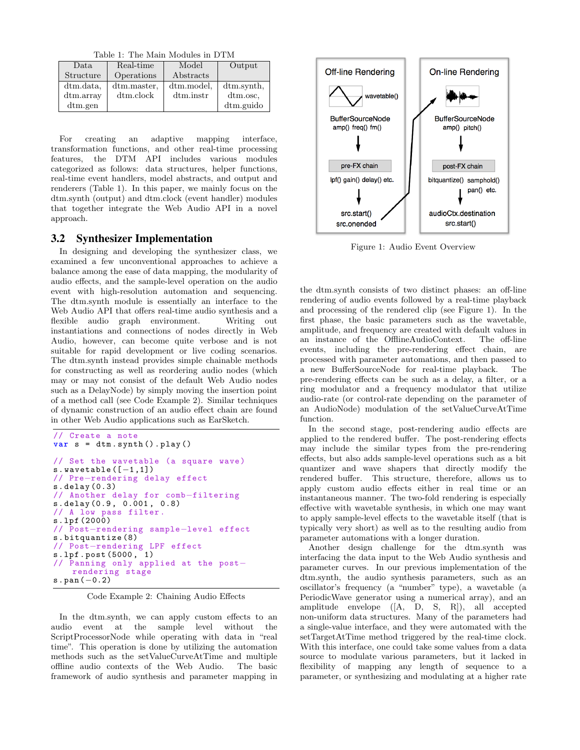Table 1: The Main Modules in DTM

| Data Structure | Real-time Operations | Model Abstracts | Output |
|---|---|---|---|
| dtm.data, dtm.array dtm.gen | dtm.master, dtm.clock | dtm.model, dtm.instr | dtm.synth, dtm.osc, dtm.guido |

For creating an adaptive mapping interface, transformation functions, and other real-time processing features, the DTM API includes various modules categorized as follows: data structures, helper functions, real-time event handlers, model abstracts, and output and renderers (Table 1). In this paper, we mainly focus on the dtm.synth (output) and dtm.clock (event handler) modules that together integrate the Web Audio API in a novel approach.

## 3.2 Synthesizer Implementation

In designing and developing the synthesizer class, we examined a few unconventional approaches to achieve a balance among the ease of data mapping, the modularity of audio effects, and the sample-level operation on the audio event with high-resolution automation and sequencing. The dtm.synth module is essentially an interface to the Web Audio API that offers real-time audio synthesis and a flexible audio graph environment. Writing out instantiations and connections of nodes directly in Web Audio, however, can become quite verbose and is not suitable for rapid development or live coding scenarios. The dtm.synth instead provides simple chainable methods for constructing as well as reordering audio nodes (which may or may not consist of the default Web Audio nodes such as a DelayNode) by simply moving the insertion point of a method call (see Code Example 2). Similar techniques of dynamic construction of an audio effect chain are found in other Web Audio applications such as EarSketch.

```
// Create a note
var s = dtm.synth().play()

// Set the wavetable (a square wave)
s.wavetable([-1,1])
// Pre-rendering delay effect
s.delay(0.3)
// Another delay for comb-filtering
s.delay(0.9, 0.001, 0.8)
// A low pass filter.
s.lpf(2000)
// Post-rendering sample-level effect
s.bitquantize(8)
// Post-rendering LPF effect
s.lpf.post(5000, 1)
// Panning only applied at the post-
   rendering stage
s.pan(-0.2)
```

Code Example 2: Chaining Audio Effects

In the dtm.synth, we can apply custom effects to an audio event at the sample level without the ScriptProcessorNode while operating with data in "real time". This operation is done by utilizing the automation methods such as the setValueCurveAtTime and multiple offline audio contexts of the Web Audio. The basic framework of audio synthesis and parameter mapping in the dtm.synth consists of two distinct phases: an off-line rendering of audio events followed by a real-time playback and processing of the rendered clip (see Figure 1). In the first phase, the basic parameters such as the wavetable, amplitude, and frequency are created with default values in an instance of the OfflineAudioContext. The off-line events, including the pre-rendering effect chain, are processed with parameter automations, and then passed to a new BufferSourceNode for real-time playback. The pre-rendering effects can be such as a delay, a filter, or a ring modulator and a frequency modulator that utilize audio-rate (or control-rate depending on the parameter of an AudioNode) modulation of the setValueCurveAtTime function.

Off-line Rendering — wavetable() — BufferSourceNode amp() freq() fm() — pre-FX chain lpf() gain() delay() etc. — src.start() src.onended

On-line Rendering — BufferSourceNode amp() pitch() — post-FX chain bitquantize() samphold() pan() etc. — audioCtx.destination src.start()

Figure 1: Audio Event Overview

In the second stage, post-rendering audio effects are applied to the rendered buffer. The post-rendering effects may include the similar types from the pre-rendering effects, but also adds sample-level operations such as a bit quantizer and wave shapers that directly modify the rendered buffer. This structure, therefore, allows us to apply custom audio effects either in real time or an instantaneous manner. The two-fold rendering is especially effective with wavetable synthesis, in which one may want to apply sample-level effects to the wavetable itself (that is typically very short) as well as to the resulting audio from parameter automations with a longer duration.

Another design challenge for the dtm.synth was interfacing the data input to the Web Audio synthesis and parameter curves. In our previous implementation of the dtm.synth, the audio synthesis parameters, such as an oscillator's frequency (a "number" type), a wavetable (a PeriodicWave generator using a numerical array), and an amplitude envelope ([A, D, S, R]), all accepted non-uniform data structures. Many of the parameters had a single-value interface, and they were automated with the setTargetAtTime method triggered by the real-time clock. With this interface, one could take some values from a data source to modulate various parameters, but it lacked in flexibility of mapping any length of sequence to a parameter, or synthesizing and modulating at a higher rate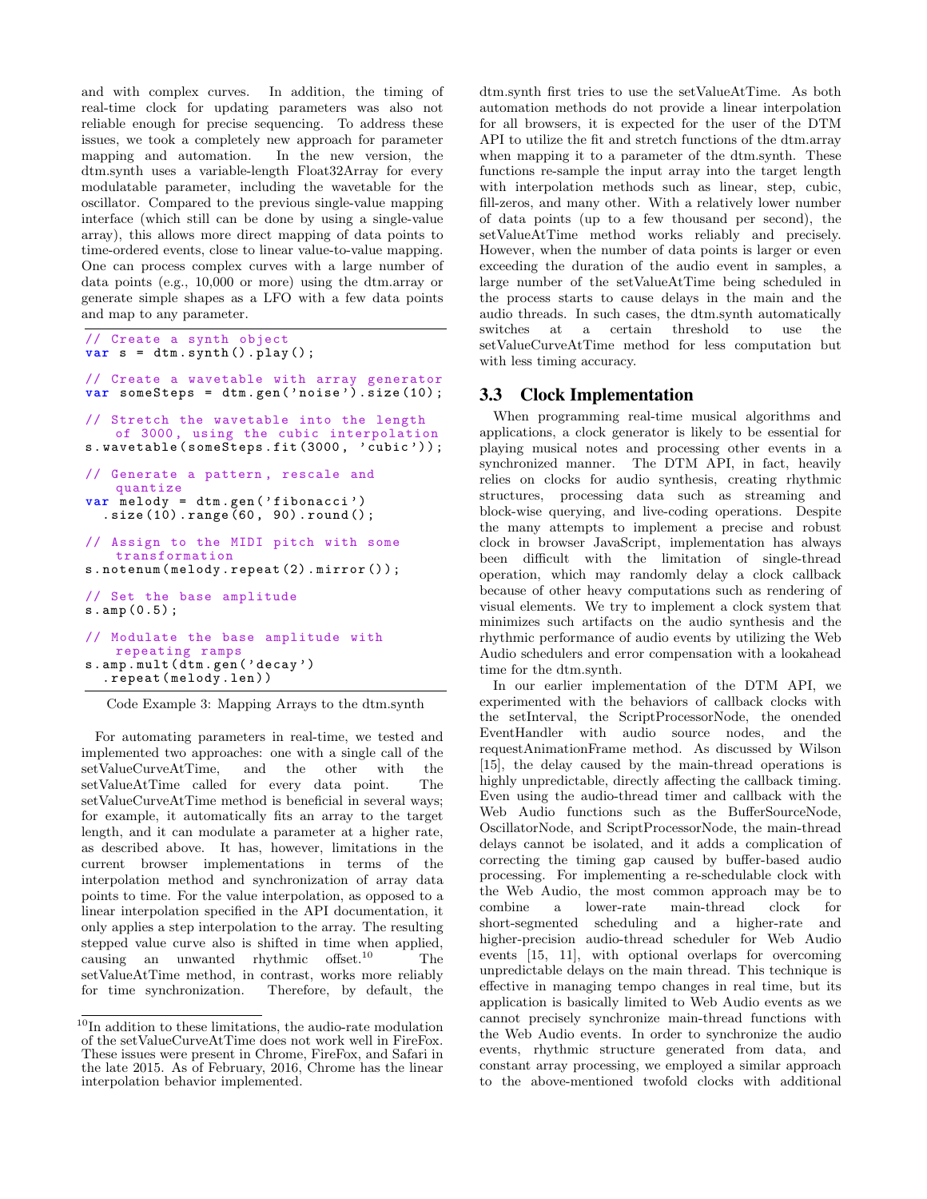and with complex curves. In addition, the timing of real-time clock for updating parameters was also not reliable enough for precise sequencing. To address these issues, we took a completely new approach for parameter mapping and automation. In the new version, the dtm.synth uses a variable-length Float32Array for every modulatable parameter, including the wavetable for the oscillator. Compared to the previous single-value mapping interface (which still can be done by using a single-value array), this allows more direct mapping of data points to time-ordered events, close to linear value-to-value mapping. One can process complex curves with a large number of data points (e.g., 10,000 or more) using the dtm.array or generate simple shapes as a LFO with a few data points and map to any parameter.

```
// Create a synth object
var s = dtm.synth().play();

// Create a wavetable with array generator
var someSteps = dtm.gen('noise').size(10);

// Stretch the wavetable into the length
    of 3000, using the cubic interpolation
s.wavetable(someSteps.fit(3000, 'cubic'));

// Generate a pattern, rescale and
    quantize
var melody = dtm.gen('fibonacci')
  .size(10).range(60, 90).round();

// Assign to the MIDI pitch with some
    transformation
s.notenum(melody.repeat(2).mirror());

// Set the base amplitude
s.amp(0.5);

// Modulate the base amplitude with
    repeating ramps
s.amp.mult(dtm.gen('decay')
  .repeat(melody.len))
```

Code Example 3: Mapping Arrays to the dtm.synth

For automating parameters in real-time, we tested and implemented two approaches: one with a single call of the setValueCurveAtTime, and the other with the setValueAtTime called for every data point. The setValueCurveAtTime method is beneficial in several ways; for example, it automatically fits an array to the target length, and it can modulate a parameter at a higher rate, as described above. It has, however, limitations in the current browser implementations in terms of the interpolation method and synchronization of array data points to time. For the value interpolation, as opposed to a linear interpolation specified in the API documentation, it only applies a step interpolation to the array. The resulting stepped value curve also is shifted in time when applied, causing an unwanted rhythmic offset.[10] The setValueAtTime method, in contrast, works more reliably for time synchronization. Therefore, by default, the dtm.synth first tries to use the setValueAtTime. As both automation methods do not provide a linear interpolation for all browsers, it is expected for the user of the DTM API to utilize the fit and stretch functions of the dtm.array when mapping it to a parameter of the dtm.synth. These functions re-sample the input array into the target length with interpolation methods such as linear, step, cubic, fill-zeros, and many other. With a relatively lower number of data points (up to a few thousand per second), the setValueAtTime method works reliably and precisely. However, when the number of data points is larger or even exceeding the duration of the audio event in samples, a large number of the setValueAtTime being scheduled in the process starts to cause delays in the main and the audio threads. In such cases, the dtm.synth automatically switches at a certain threshold to use the setValueCurveAtTime method for less computation but with less timing accuracy.

[10] In addition to these limitations, the audio-rate modulation of the setValueCurveAtTime does not work well in FireFox. These issues were present in Chrome, FireFox, and Safari in the late 2015. As of February, 2016, Chrome has the linear interpolation behavior implemented.

## 3.3 Clock Implementation

When programming real-time musical algorithms and applications, a clock generator is likely to be essential for playing musical notes and processing other events in a synchronized manner. The DTM API, in fact, heavily relies on clocks for audio synthesis, creating rhythmic structures, processing data such as streaming and block-wise querying, and live-coding operations. Despite the many attempts to implement a precise and robust clock in browser JavaScript, implementation has always been difficult with the limitation of single-thread operation, which may randomly delay a clock callback because of other heavy computations such as rendering of visual elements. We try to implement a clock system that minimizes such artifacts on the audio synthesis and the rhythmic performance of audio events by utilizing the Web Audio schedulers and error compensation with a lookahead time for the dtm.synth.

In our earlier implementation of the DTM API, we experimented with the behaviors of callback clocks with the setInterval, the ScriptProcessorNode, the onended EventHandler with audio source nodes, and the requestAnimationFrame method. As discussed by Wilson [15], the delay caused by the main-thread operations is highly unpredictable, directly affecting the callback timing. Even using the audio-thread timer and callback with the Web Audio functions such as the BufferSourceNode, OscillatorNode, and ScriptProcessorNode, the main-thread delays cannot be isolated, and it adds a complication of correcting the timing gap caused by buffer-based audio processing. For implementing a re-schedulable clock with the Web Audio, the most common approach may be to combine a lower-rate main-thread clock for short-segmented scheduling and a higher-rate and higher-precision audio-thread scheduler for Web Audio events [15, 11], with optional overlaps for overcoming unpredictable delays on the main thread. This technique is effective in managing tempo changes in real time, but its application is basically limited to Web Audio events as we cannot precisely synchronize main-thread functions with the Web Audio events. In order to synchronize the audio events, rhythmic structure generated from data, and constant array processing, we employed a similar approach to the above-mentioned twofold clocks with additional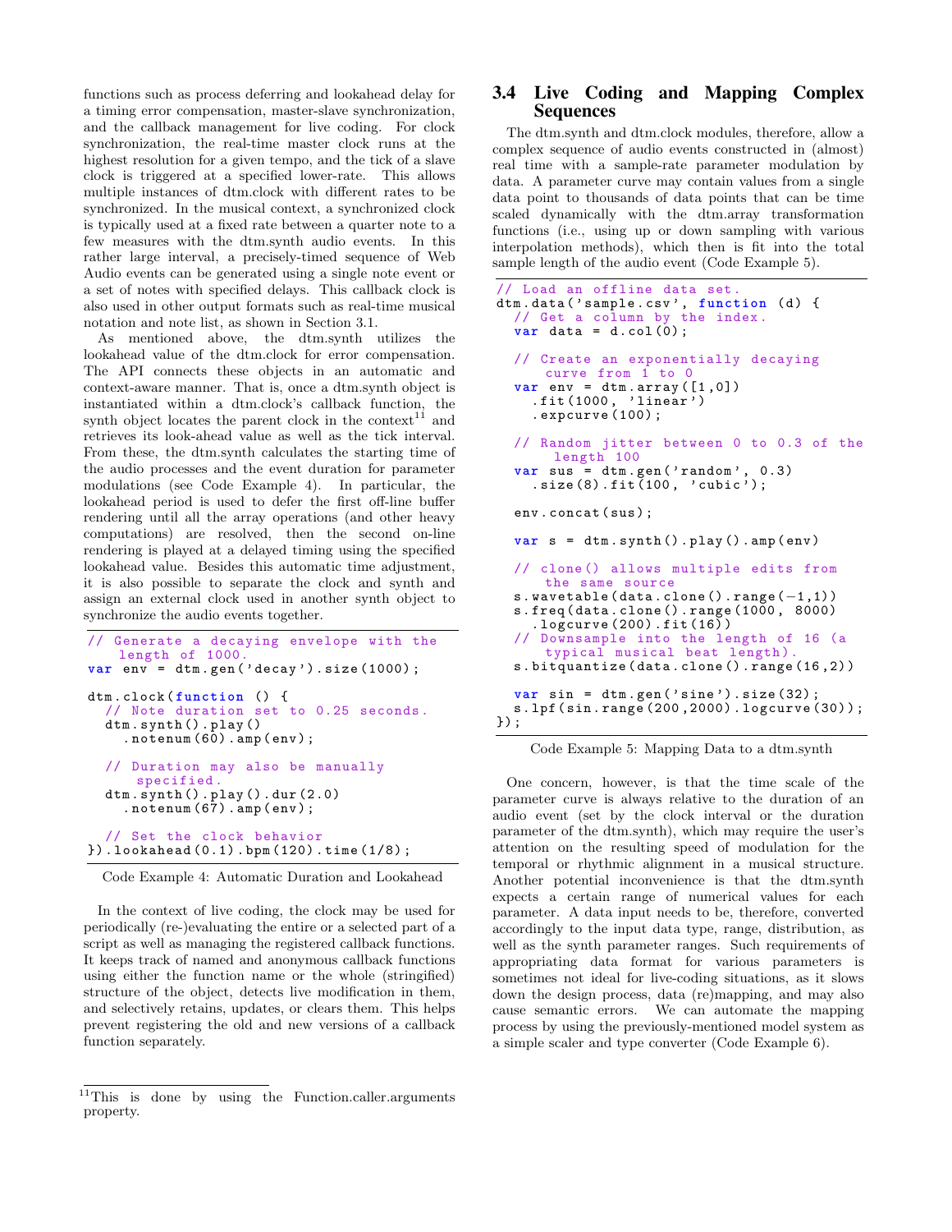functions such as process deferring and lookahead delay for a timing error compensation, master-slave synchronization, and the callback management for live coding. For clock synchronization, the real-time master clock runs at the highest resolution for a given tempo, and the tick of a slave clock is triggered at a specified lower-rate. This allows multiple instances of dtm.clock with different rates to be synchronized. In the musical context, a synchronized clock is typically used at a fixed rate between a quarter note to a few measures with the dtm.synth audio events. In this rather large interval, a precisely-timed sequence of Web Audio events can be generated using a single note event or a set of notes with specified delays. This callback clock is also used in other output formats such as real-time musical notation and note list, as shown in Section 3.1.

As mentioned above, the dtm.synth utilizes the lookahead value of the dtm.clock for error compensation. The API connects these objects in an automatic and context-aware manner. That is, once a dtm.synth object is instantiated within a dtm.clock's callback function, the synth object locates the parent clock in the context[11] and retrieves its look-ahead value as well as the tick interval. From these, the dtm.synth calculates the starting time of the audio processes and the event duration for parameter modulations (see Code Example 4). In particular, the lookahead period is used to defer the first off-line buffer rendering until all the array operations (and other heavy computations) are resolved, then the second on-line rendering is played at a delayed timing using the specified lookahead value. Besides this automatic time adjustment, it is also possible to separate the clock and synth and assign an external clock used in another synth object to synchronize the audio events together.

```
// Generate a decaying envelope with the
    length of 1000.
var env = dtm.gen('decay').size(1000);

dtm.clock(function () {
  // Note duration set to 0.25 seconds.
  dtm.synth().play()
    .notenum(60).amp(env);

  // Duration may also be manually
      specified.
  dtm.synth().play().dur(2.0)
    .notenum(67).amp(env);

  // Set the clock behavior
}).lookahead(0.1).bpm(120).time(1/8);
```

Code Example 4: Automatic Duration and Lookahead

In the context of live coding, the clock may be used for periodically (re-)evaluating the entire or a selected part of a script as well as managing the registered callback functions. It keeps track of named and anonymous callback functions using either the function name or the whole (stringified) structure of the object, detects live modification in them, and selectively retains, updates, or clears them. This helps prevent registering the old and new versions of a callback function separately.

[11] This is done by using the Function.caller.arguments property.

## 3.4 Live Coding and Mapping Complex Sequences

The dtm.synth and dtm.clock modules, therefore, allow a complex sequence of audio events constructed in (almost) real time with a sample-rate parameter modulation by data. A parameter curve may contain values from a single data point to thousands of data points that can be time scaled dynamically with the dtm.array transformation functions (i.e., using up or down sampling with various interpolation methods), which then is fit into the total sample length of the audio event (Code Example 5).

```
// Load an offline data set.
dtm.data('sample.csv', function (d) {
  // Get a column by the index.
  var data = d.col(0);

  // Create an exponentially decaying
      curve from 1 to 0
  var env = dtm.array([1,0])
    .fit(1000, 'linear')
    .expcurve(100);

  // Random jitter between 0 to 0.3 of the
      length 100
  var sus = dtm.gen('random', 0.3)
    .size(8).fit(100, 'cubic');

  env.concat(sus);

  var s = dtm.synth().play().amp(env)

  // clone() allows multiple edits from
      the same source
  s.wavetable(data.clone().range(-1,1))
  s.freq(data.clone().range(1000, 8000)
    .logcurve(200).fit(16))
  // Downsample into the length of 16 (a
      typical musical beat length).
  s.bitquantize(data.clone().range(16,2))

  var sin = dtm.gen('sine').size(32);
  s.lpf(sin.range(200,2000).logcurve(30));
});
```

Code Example 5: Mapping Data to a dtm.synth

One concern, however, is that the time scale of the parameter curve is always relative to the duration of an audio event (set by the clock interval or the duration parameter of the dtm.synth), which may require the user's attention on the resulting speed of modulation for the temporal or rhythmic alignment in a musical structure. Another potential inconvenience is that the dtm.synth expects a certain range of numerical values for each parameter. A data input needs to be, therefore, converted accordingly to the input data type, range, distribution, as well as the synth parameter ranges. Such requirements of appropriating data format for various parameters is sometimes not ideal for live-coding situations, as it slows down the design process, data (re)mapping, and may also cause semantic errors. We can automate the mapping process by using the previously-mentioned model system as a simple scaler and type converter (Code Example 6).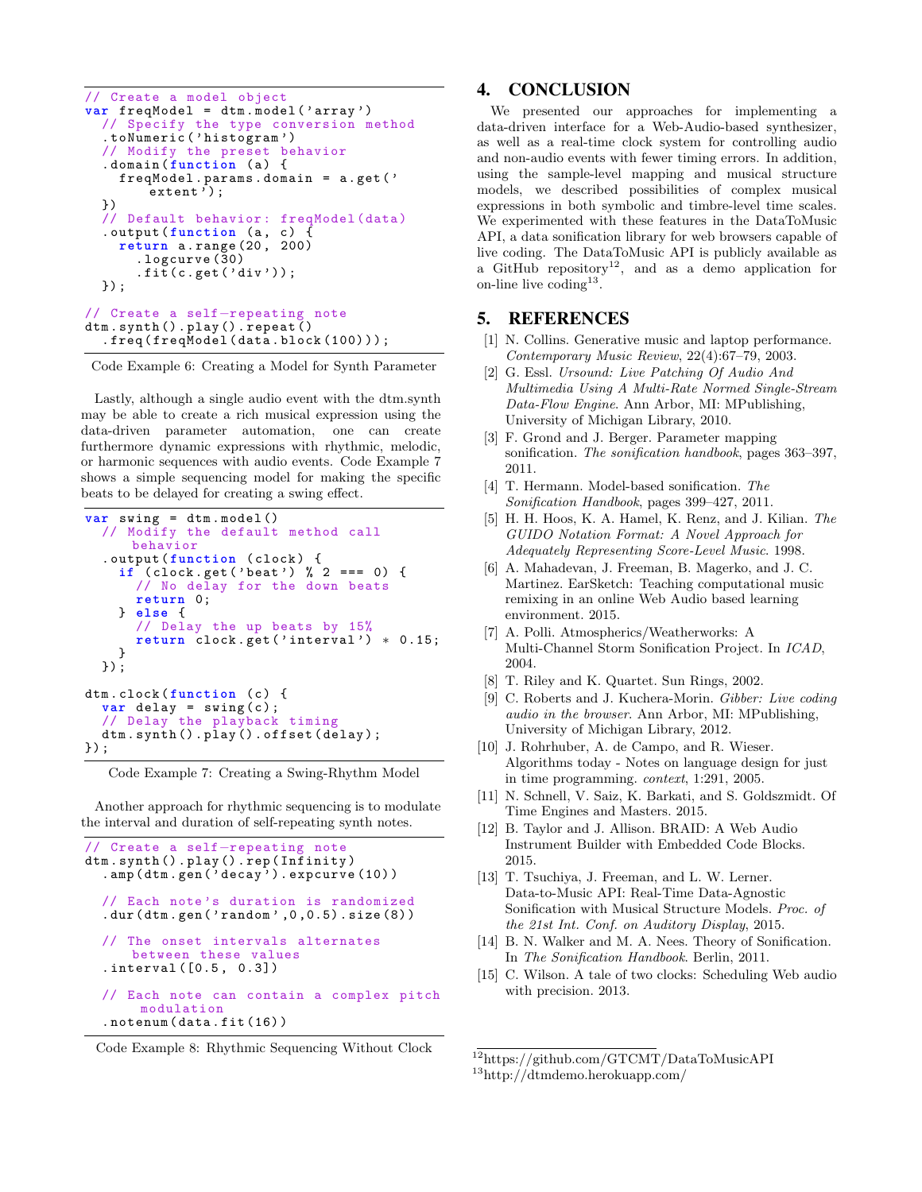```
// Create a model object
var freqModel = dtm.model('array')
  // Specify the type conversion method
  .toNumeric('histogram')
  // Modify the preset behavior
  .domain(function (a) {
    freqModel.params.domain = a.get('
        extent');
  })
  // Default behavior: freqModel(data)
  .output(function (a, c) {
    return a.range(20, 200)
      .logcurve(30)
      .fit(c.get('div'));
  });

// Create a self-repeating note
dtm.synth().play().repeat()
  .freq(freqModel(data.block(100)));
```

Code Example 6: Creating a Model for Synth Parameter

Lastly, although a single audio event with the dtm.synth may be able to create a rich musical expression using the data-driven parameter automation, one can create furthermore dynamic expressions with rhythmic, melodic, or harmonic sequences with audio events. Code Example 7 shows a simple sequencing model for making the specific beats to be delayed for creating a swing effect.

```
var swing = dtm.model()
  // Modify the default method call
      behavior
  .output(function (clock) {
    if (clock.get('beat') % 2 === 0) {
      // No delay for the down beats
      return 0;
    } else {
      // Delay the up beats by 15%
      return clock.get('interval') * 0.15;
    }
  });

dtm.clock(function (c) {
  var delay = swing(c);
  // Delay the playback timing
  dtm.synth().play().offset(delay);
});
```

Code Example 7: Creating a Swing-Rhythm Model

Another approach for rhythmic sequencing is to modulate the interval and duration of self-repeating synth notes.

```
// Create a self-repeating note
dtm.synth().play().rep(Infinity)
  .amp(dtm.gen('decay').expcurve(10))

  // Each note's duration is randomized
  .dur(dtm.gen('random',0,0.5).size(8))

  // The onset intervals alternates
      between these values
  .interval([0.5, 0.3])

  // Each note can contain a complex pitch
       modulation
  .notenum(data.fit(16))
```

Code Example 8: Rhythmic Sequencing Without Clock

## 4. CONCLUSION

We presented our approaches for implementing a data-driven interface for a Web-Audio-based synthesizer, as well as a real-time clock system for controlling audio and non-audio events with fewer timing errors. In addition, using the sample-level mapping and musical structure models, we described possibilities of complex musical expressions in both symbolic and timbre-level time scales. We experimented with these features in the DataToMusic API, a data sonification library for web browsers capable of live coding. The DataToMusic API is publicly available as a GitHub repository[12], and as a demo application for on-line live coding[13].

## 5. REFERENCES

[1] N. Collins. Generative music and laptop performance. *Contemporary Music Review*, 22(4):67–79, 2003.

[2] G. Essl. *Ursound: Live Patching Of Audio And Multimedia Using A Multi-Rate Normed Single-Stream Data-Flow Engine*. Ann Arbor, MI: MPublishing, University of Michigan Library, 2010.

[3] F. Grond and J. Berger. Parameter mapping sonification. *The sonification handbook*, pages 363–397, 2011.

[4] T. Hermann. Model-based sonification. *The Sonification Handbook*, pages 399–427, 2011.

[5] H. H. Hoos, K. A. Hamel, K. Renz, and J. Kilian. *The GUIDO Notation Format: A Novel Approach for Adequately Representing Score-Level Music*. 1998.

[6] A. Mahadevan, J. Freeman, B. Magerko, and J. C. Martinez. EarSketch: Teaching computational music remixing in an online Web Audio based learning environment. 2015.

[7] A. Polli. Atmospherics/Weatherworks: A Multi-Channel Storm Sonification Project. In *ICAD*, 2004.

[8] T. Riley and K. Quartet. Sun Rings, 2002.

[9] C. Roberts and J. Kuchera-Morin. *Gibber: Live coding audio in the browser*. Ann Arbor, MI: MPublishing, University of Michigan Library, 2012.

[10] J. Rohrhuber, A. de Campo, and R. Wieser. Algorithms today - Notes on language design for just in time programming. *context*, 1:291, 2005.

[11] N. Schnell, V. Saiz, K. Barkati, and S. Goldszmidt. Of Time Engines and Masters. 2015.

[12] B. Taylor and J. Allison. BRAID: A Web Audio Instrument Builder with Embedded Code Blocks. 2015.

[13] T. Tsuchiya, J. Freeman, and L. W. Lerner. Data-to-Music API: Real-Time Data-Agnostic Sonification with Musical Structure Models. *Proc. of the 21st Int. Conf. on Auditory Display*, 2015.

[14] B. N. Walker and M. A. Nees. Theory of Sonification. In *The Sonification Handbook*. Berlin, 2011.

[15] C. Wilson. A tale of two clocks: Scheduling Web audio with precision. 2013.

---

[12] https://github.com/GTCMT/DataToMusicAPI

[13] http://dtmdemo.herokuapp.com/